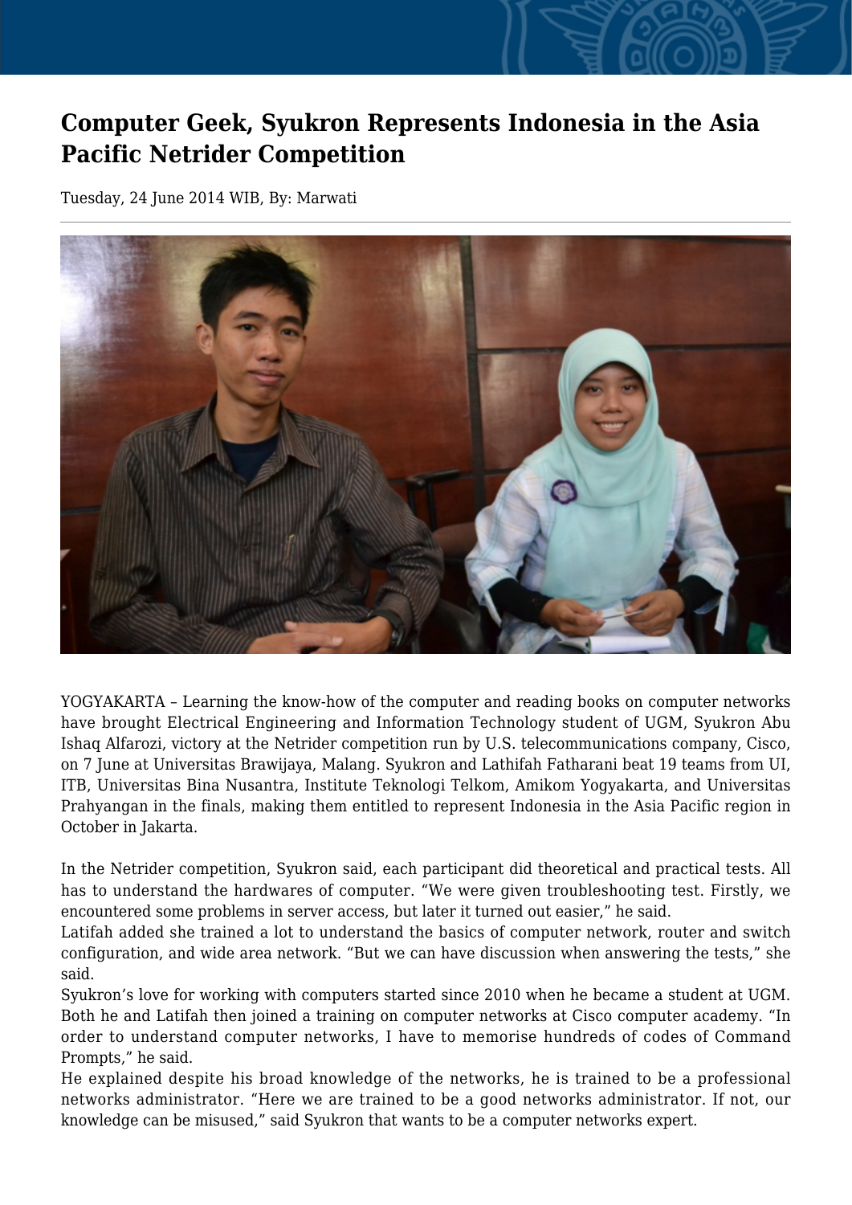# Computer Geek, Syukron Represents Indonesia in the Asia Pacific Netrider Competition

Tuesday, 24 June 2014 WIB, By: Marwati

YOGYAKARTA – Learning the know-how of the computer and reading books on computer networks have brought Electrical Engineering and Information Technology student of UGM, Syukron Abu Ishaq Alfarozi, victory at the Netrider competition run by U.S. telecommunications company, Cisco, on 7 June at Universitas Brawijaya, Malang. Syukron and Lathifah Fatharani beat 19 teams from UI, ITB, Universitas Bina Nusantra, Institute Teknologi Telkom, Amikom Yogyakarta, and Universitas Prahyangan in the finals, making them entitled to represent Indonesia in the Asia Pacific region in October in Jakarta.

In the Netrider competition, Syukron said, each participant did theoretical and practical tests. All has to understand the hardwares of computer. "We were given troubleshooting test. Firstly, we encountered some problems in server access, but later it turned out easier," he said.

Latifah added she trained a lot to understand the basics of computer network, router and switch configuration, and wide area network. "But we can have discussion when answering the tests," she said.

Syukron's love for working with computers started since 2010 when he became a student at UGM. Both he and Latifah then joined a training on computer networks at Cisco computer academy. "In order to understand computer networks, I have to memorise hundreds of codes of Command Prompts," he said.

He explained despite his broad knowledge of the networks, he is trained to be a professional networks administrator. "Here we are trained to be a good networks administrator. If not, our knowledge can be misused," said Syukron that wants to be a computer networks expert.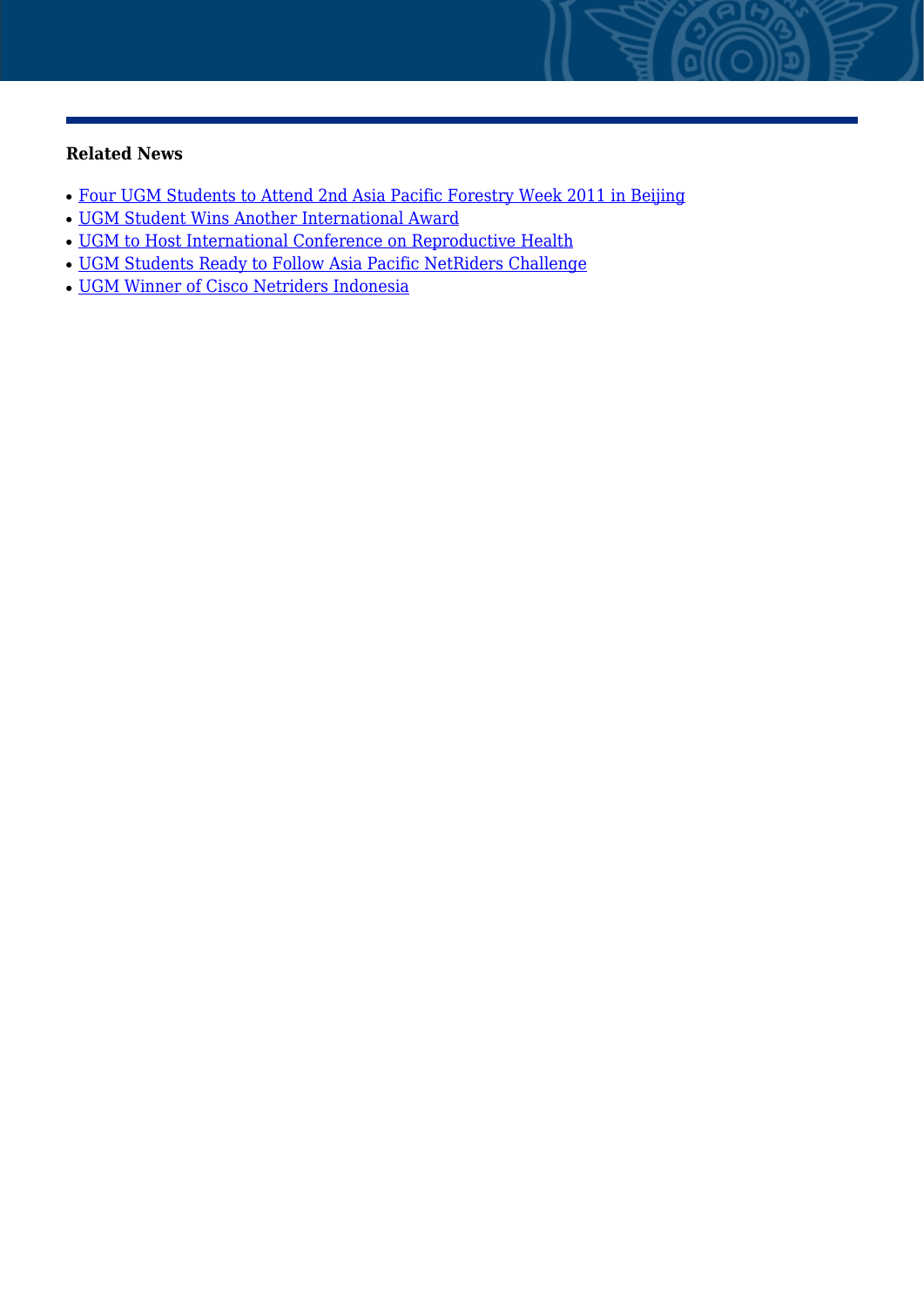### Related News

- [Four UGM Students to Attend 2nd Asia Pacific Forestry Week 2011 in Beijing]
- [UGM Student Wins Another International Award]
- [UGM to Host International Conference on Reproductive Health]
- [UGM Students Ready to Follow Asia Pacific NetRiders Challenge]
- [UGM Winner of Cisco Netriders Indonesia]